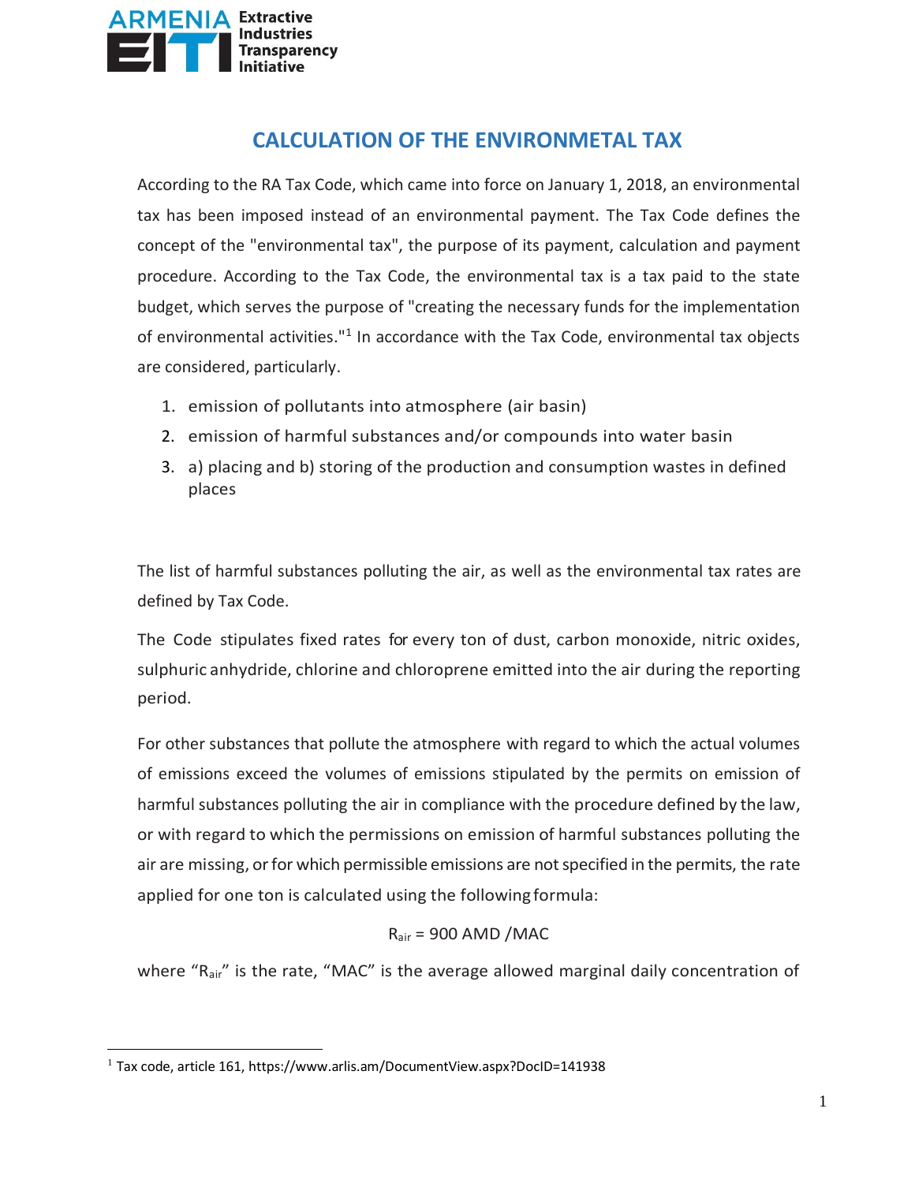# CALCULATION OF THE ENVIRONMETAL TAX

According to the RA Tax Code, which came into force on January 1, 2018, an environmental tax has been imposed instead of an environmental payment. The Tax Code defines the concept of the "environmental tax", the purpose of its payment, calculation and payment procedure. According to the Tax Code, the environmental tax is a tax paid to the state budget, which serves the purpose of "creating the necessary funds for the implementation of environmental activities."[1] In accordance with the Tax Code, environmental tax objects are considered, particularly.

1. emission of pollutants into atmosphere (air basin)
2. emission of harmful substances and/or compounds into water basin
3. a) placing and b) storing of the production and consumption wastes in defined places

The list of harmful substances polluting the air, as well as the environmental tax rates are defined by Tax Code.

The Code stipulates fixed rates for every ton of dust, carbon monoxide, nitric oxides, sulphuric anhydride, chlorine and chloroprene emitted into the air during the reporting period.

For other substances that pollute the atmosphere with regard to which the actual volumes of emissions exceed the volumes of emissions stipulated by the permits on emission of harmful substances polluting the air in compliance with the procedure defined by the law, or with regard to which the permissions on emission of harmful substances polluting the air are missing, or for which permissible emissions are not specified in the permits, the rate applied for one ton is calculated using the following formula:

$$R_{air} = 900 \text{ AMD} / MAC$$

where "$R_{air}$" is the rate, "MAC" is the average allowed marginal daily concentration of

[1] Tax code, article 161, https://www.arlis.am/DocumentView.aspx?DocID=141938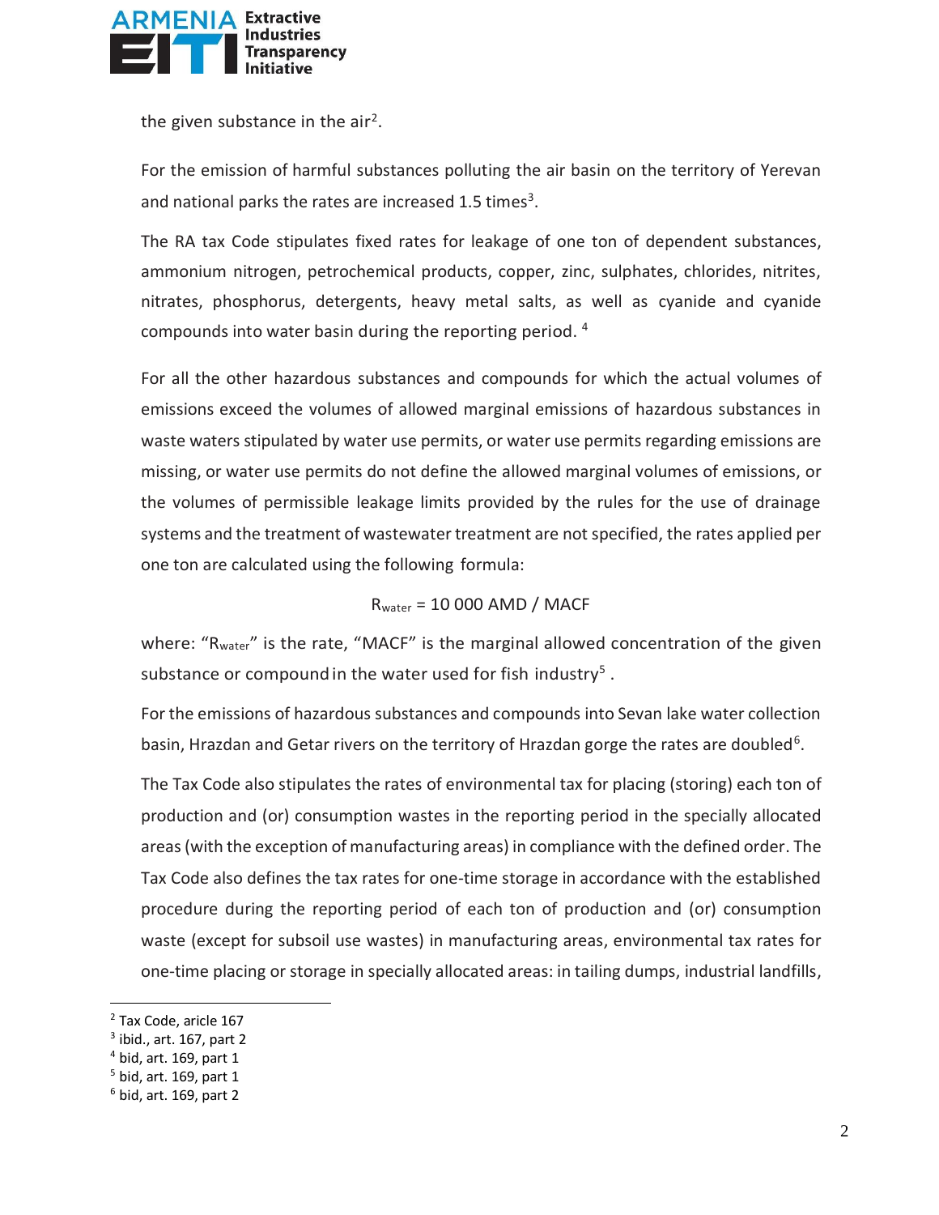the given substance in the air[2].

For the emission of harmful substances polluting the air basin on the territory of Yerevan and national parks the rates are increased 1.5 times[3].

The RA tax Code stipulates fixed rates for leakage of one ton of dependent substances, ammonium nitrogen, petrochemical products, copper, zinc, sulphates, chlorides, nitrites, nitrates, phosphorus, detergents, heavy metal salts, as well as cyanide and cyanide compounds into water basin during the reporting period. [4]

For all the other hazardous substances and compounds for which the actual volumes of emissions exceed the volumes of allowed marginal emissions of hazardous substances in waste waters stipulated by water use permits, or water use permits regarding emissions are missing, or water use permits do not define the allowed marginal volumes of emissions, or the volumes of permissible leakage limits provided by the rules for the use of drainage systems and the treatment of wastewater treatment are not specified, the rates applied per one ton are calculated using the following formula:

$$R_{water} = 10\ 000\ \text{AMD} / \text{MACF}$$

where: "$R_{water}$" is the rate, "MACF" is the marginal allowed concentration of the given substance or compound in the water used for fish industry[5] .

For the emissions of hazardous substances and compounds into Sevan lake water collection basin, Hrazdan and Getar rivers on the territory of Hrazdan gorge the rates are doubled[6].

The Tax Code also stipulates the rates of environmental tax for placing (storing) each ton of production and (or) consumption wastes in the reporting period in the specially allocated areas (with the exception of manufacturing areas) in compliance with the defined order. The Tax Code also defines the tax rates for one-time storage in accordance with the established procedure during the reporting period of each ton of production and (or) consumption waste (except for subsoil use wastes) in manufacturing areas, environmental tax rates for one-time placing or storage in specially allocated areas: in tailing dumps, industrial landfills,

---

[2] Tax Code, aricle 167
[3] ibid., art. 167, part 2
[4] bid, art. 169, part 1
[5] bid, art. 169, part 1
[6] bid, art. 169, part 2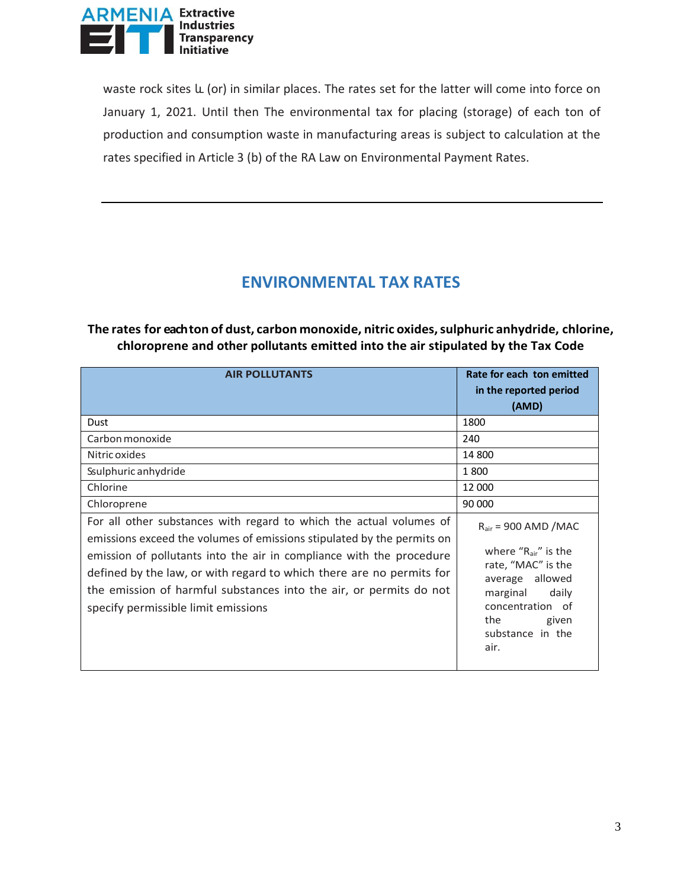waste rock sites և (or) in similar places. The rates set for the latter will come into force on January 1, 2021. Until then The environmental tax for placing (storage) of each ton of production and consumption waste in manufacturing areas is subject to calculation at the rates specified in Article 3 (b) of the RA Law on Environmental Payment Rates.

---

## ENVIRONMENTAL TAX RATES

**The rates for each ton of dust, carbon monoxide, nitric oxides, sulphuric anhydride, chlorine, chloroprene and other pollutants emitted into the air stipulated by the Tax Code**

| AIR POLLUTANTS | Rate for each ton emitted in the reported period (AMD) |
|---|---|
| Dust | 1800 |
| Carbon monoxide | 240 |
| Nitric oxides | 14 800 |
| Ssulphuric anhydride | 1 800 |
| Chlorine | 12 000 |
| Chloroprene | 90 000 |
| For all other substances with regard to which the actual volumes of emissions exceed the volumes of emissions stipulated by the permits on emission of pollutants into the air in compliance with the procedure defined by the law, or with regard to which there are no permits for the emission of harmful substances into the air, or permits do not specify permissible limit emissions | $R_{air}$ = 900 AMD /MAC where "$R_{air}$" is the rate, "MAC" is the average allowed marginal daily concentration of the given substance in the air. |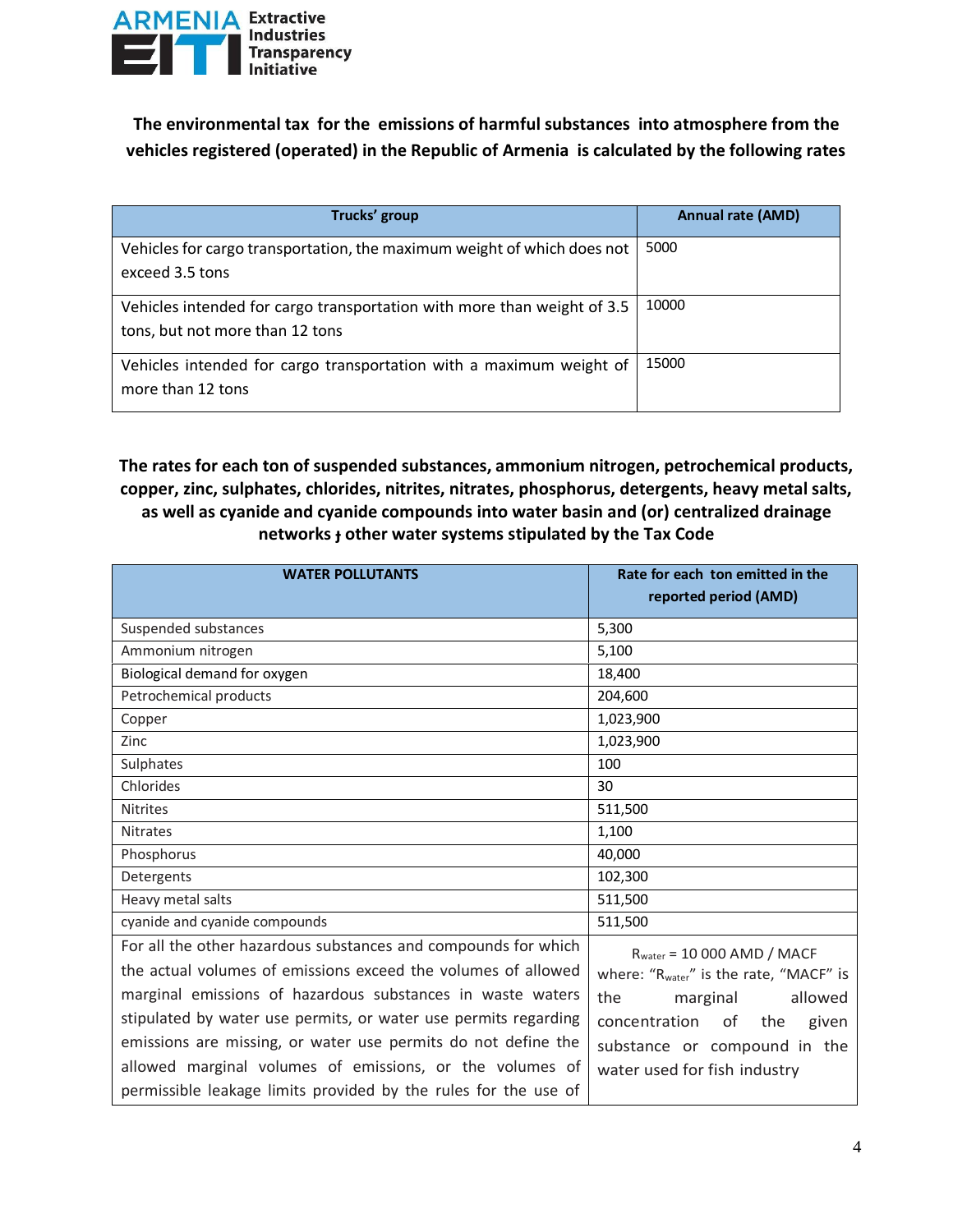**The environmental tax for the emissions of harmful substances into atmosphere from the vehicles registered (operated) in the Republic of Armenia is calculated by the following rates**

| Trucks' group | Annual rate (AMD) |
|---|---|
| Vehicles for cargo transportation, the maximum weight of which does not exceed 3.5 tons | 5000 |
| Vehicles intended for cargo transportation with more than weight of 3.5 tons, but not more than 12 tons | 10000 |
| Vehicles intended for cargo transportation with a maximum weight of more than 12 tons | 15000 |

**The rates for each ton of suspended substances, ammonium nitrogen, petrochemical products, copper, zinc, sulphates, chlorides, nitrites, nitrates, phosphorus, detergents, heavy metal salts, as well as cyanide and cyanide compounds into water basin and (or) centralized drainage networks ӻ other water systems stipulated by the Tax Code**

| WATER POLLUTANTS | Rate for each ton emitted in the reported period (AMD) |
|---|---|
| Suspended substances | 5,300 |
| Ammonium nitrogen | 5,100 |
| Biological demand for oxygen | 18,400 |
| Petrochemical products | 204,600 |
| Copper | 1,023,900 |
| Zinc | 1,023,900 |
| Sulphates | 100 |
| Chlorides | 30 |
| Nitrites | 511,500 |
| Nitrates | 1,100 |
| Phosphorus | 40,000 |
| Detergents | 102,300 |
| Heavy metal salts | 511,500 |
| cyanide and cyanide compounds | 511,500 |
| For all the other hazardous substances and compounds for which the actual volumes of emissions exceed the volumes of allowed marginal emissions of hazardous substances in waste waters stipulated by water use permits, or water use permits regarding emissions are missing, or water use permits do not define the allowed marginal volumes of emissions, or the volumes of permissible leakage limits provided by the rules for the use of | $R_{water}$ = 10 000 AMD / MACF where: "$R_{water}$" is the rate, "MACF" is the marginal allowed concentration of the given substance or compound in the water used for fish industry |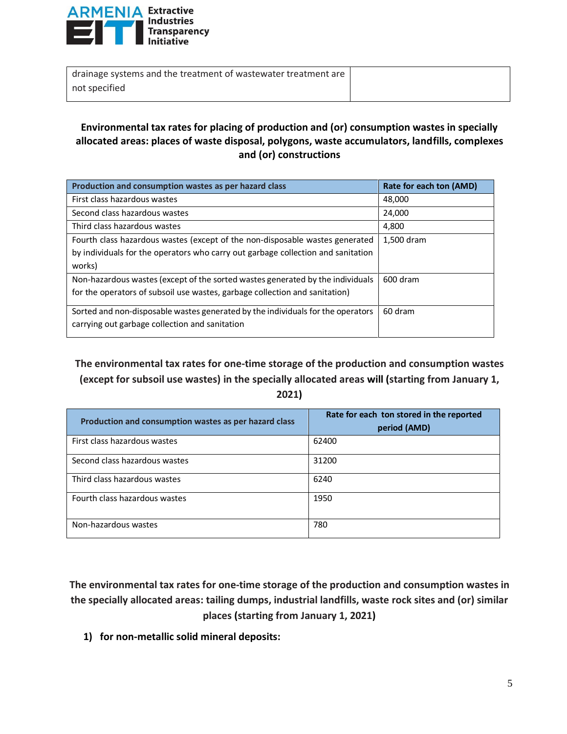| drainage systems and the treatment of wastewater treatment are not specified | |
|---|---|

**Environmental tax rates for placing of production and (or) consumption wastes in specially allocated areas: places of waste disposal, polygons, waste accumulators, landfills, complexes and (or) constructions**

| Production and consumption wastes as per hazard class | Rate for each ton (AMD) |
|---|---|
| First class hazardous wastes | 48,000 |
| Second class hazardous wastes | 24,000 |
| Third class hazardous wastes | 4,800 |
| Fourth class hazardous wastes (except of the non-disposable wastes generated by individuals for the operators who carry out garbage collection and sanitation works) | 1,500 dram |
| Non-hazardous wastes (except of the sorted wastes generated by the individuals for the operators of subsoil use wastes, garbage collection and sanitation) | 600 dram |
| Sorted and non-disposable wastes generated by the individuals for the operators carrying out garbage collection and sanitation | 60 dram |

**The environmental tax rates for one-time storage of the production and consumption wastes (except for subsoil use wastes) in the specially allocated areas will (starting from January 1, 2021)**

| Production and consumption wastes as per hazard class | Rate for each ton stored in the reported period (AMD) |
|---|---|
| First class hazardous wastes | 62400 |
| Second class hazardous wastes | 31200 |
| Third class hazardous wastes | 6240 |
| Fourth class hazardous wastes | 1950 |
| Non-hazardous wastes | 780 |

**The environmental tax rates for one-time storage of the production and consumption wastes in the specially allocated areas: tailing dumps, industrial landfills, waste rock sites and (or) similar places (starting from January 1, 2021)**

1) **for non-metallic solid mineral deposits:**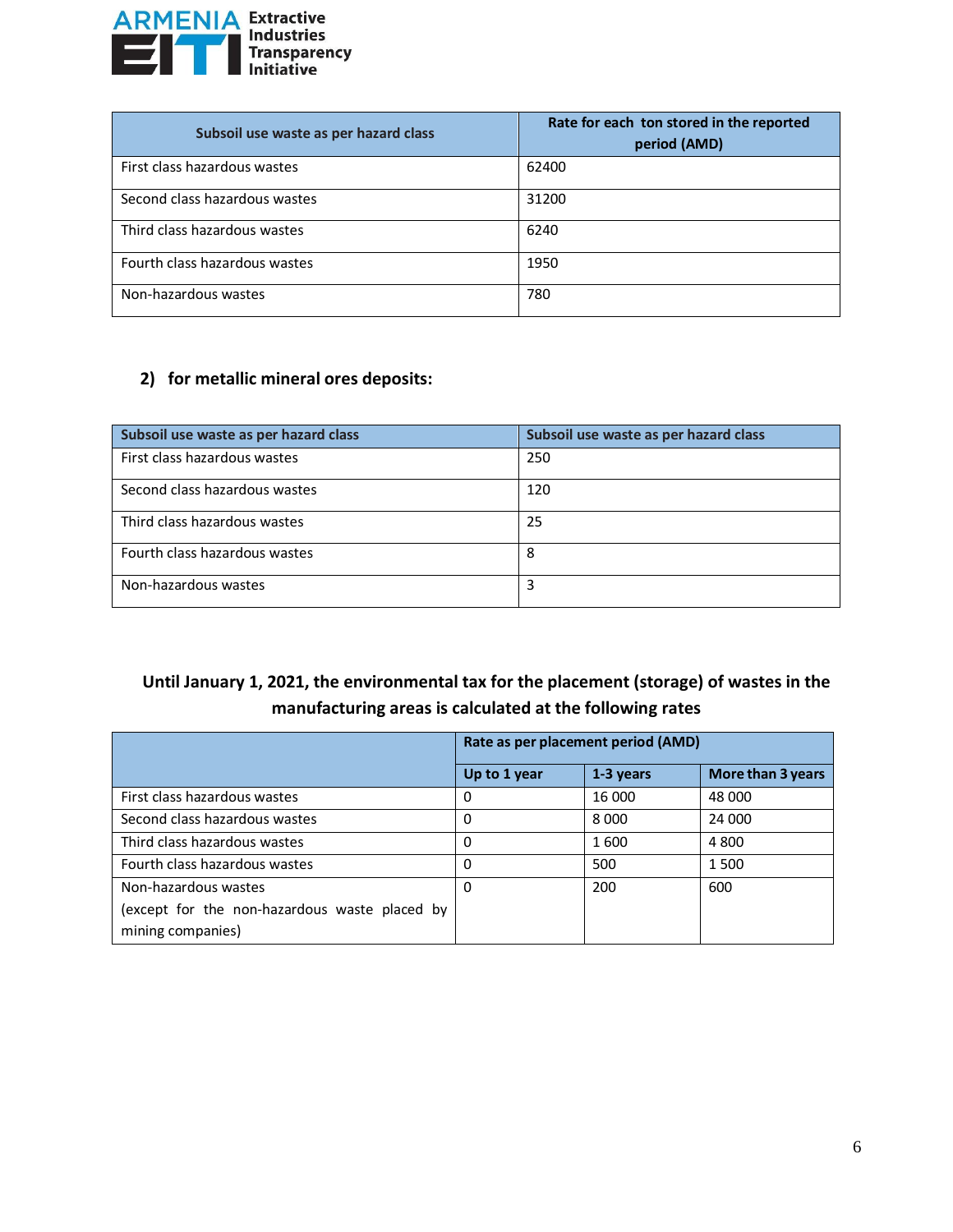| Subsoil use waste as per hazard class | Rate for each ton stored in the reported period (AMD) |
| --- | --- |
| First class hazardous wastes | 62400 |
| Second class hazardous wastes | 31200 |
| Third class hazardous wastes | 6240 |
| Fourth class hazardous wastes | 1950 |
| Non-hazardous wastes | 780 |

### 2) for metallic mineral ores deposits:

| Subsoil use waste as per hazard class | Subsoil use waste as per hazard class |
| --- | --- |
| First class hazardous wastes | 250 |
| Second class hazardous wastes | 120 |
| Third class hazardous wastes | 25 |
| Fourth class hazardous wastes | 8 |
| Non-hazardous wastes | 3 |

### Until January 1, 2021, the environmental tax for the placement (storage) of wastes in the manufacturing areas is calculated at the following rates

| | Rate as per placement period (AMD) | | |
| --- | --- | --- | --- |
| | Up to 1 year | 1-3 years | More than 3 years |
| First class hazardous wastes | 0 | 16 000 | 48 000 |
| Second class hazardous wastes | 0 | 8 000 | 24 000 |
| Third class hazardous wastes | 0 | 1 600 | 4 800 |
| Fourth class hazardous wastes | 0 | 500 | 1 500 |
| Non-hazardous wastes (except for the non-hazardous waste placed by mining companies) | 0 | 200 | 600 |